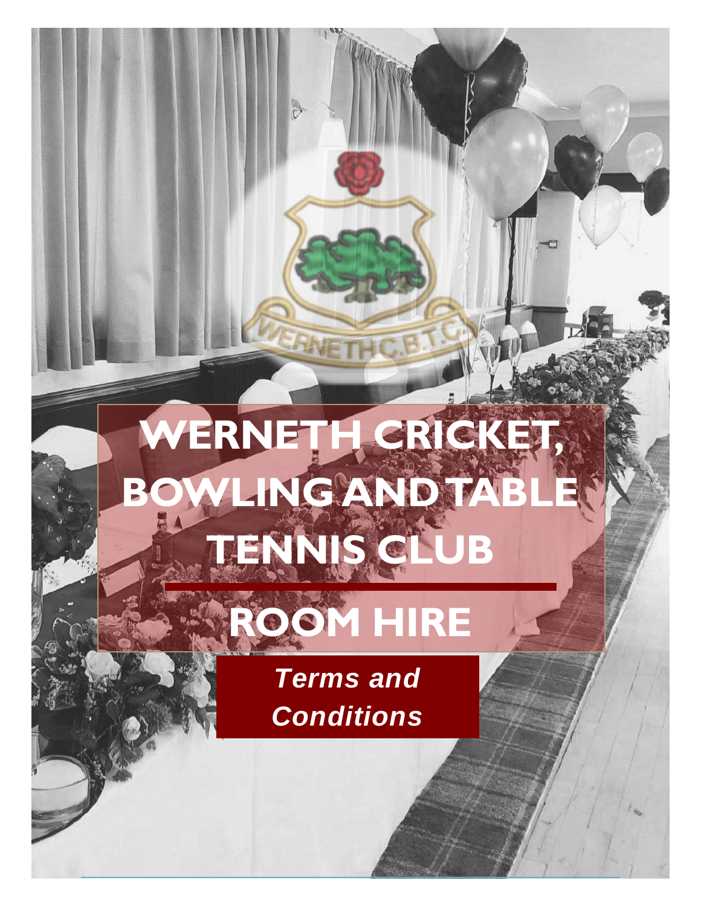# WERNETH CRICKET, BOWLING AND TABLE TENNIS CLUB

## ROOM HIRE

***Terms and Conditions***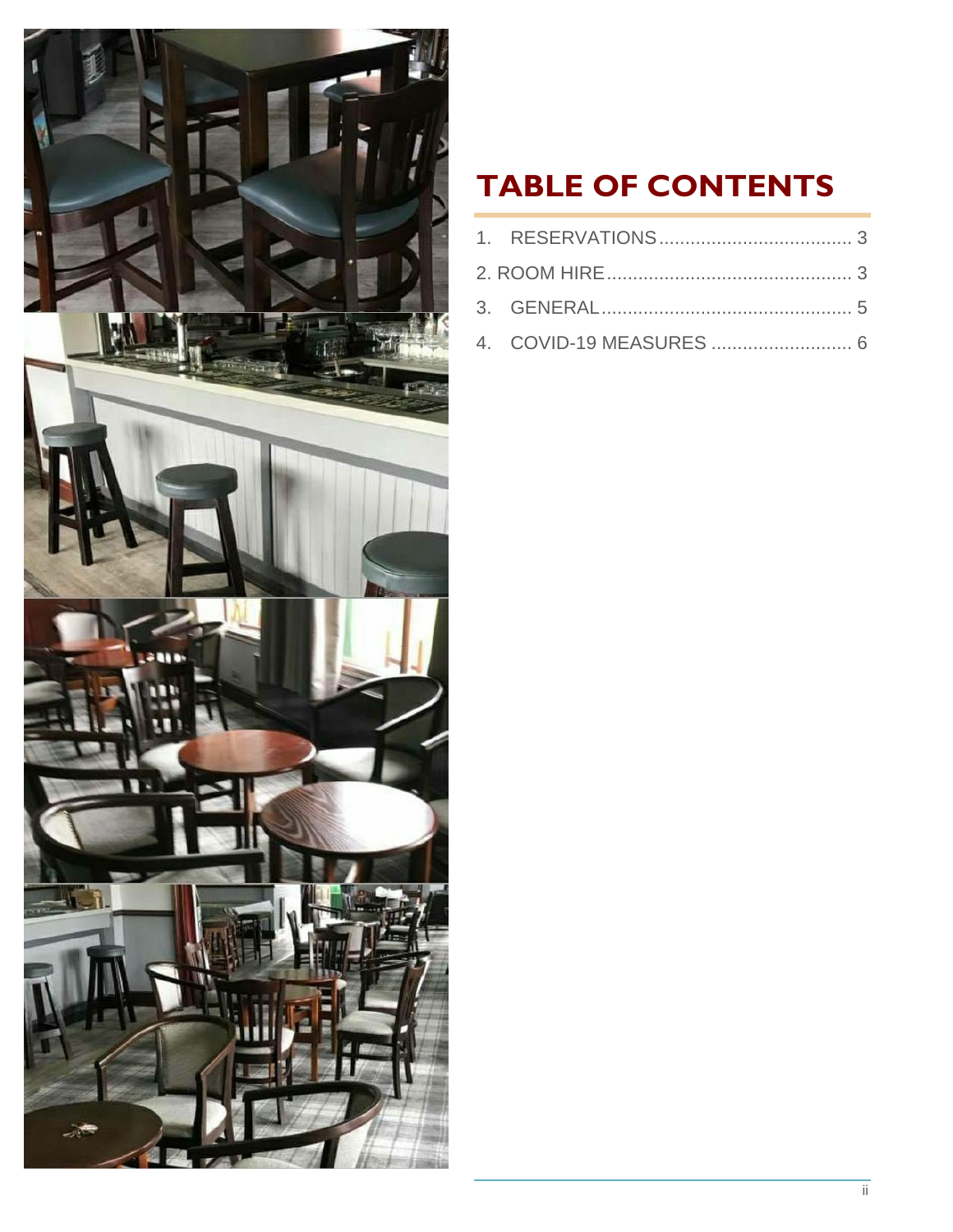# TABLE OF CONTENTS

1. RESERVATIONS ..................................... 3

2. ROOM HIRE ............................................... 3

3. GENERAL ................................................. 5

4. COVID-19 MEASURES ........................... 6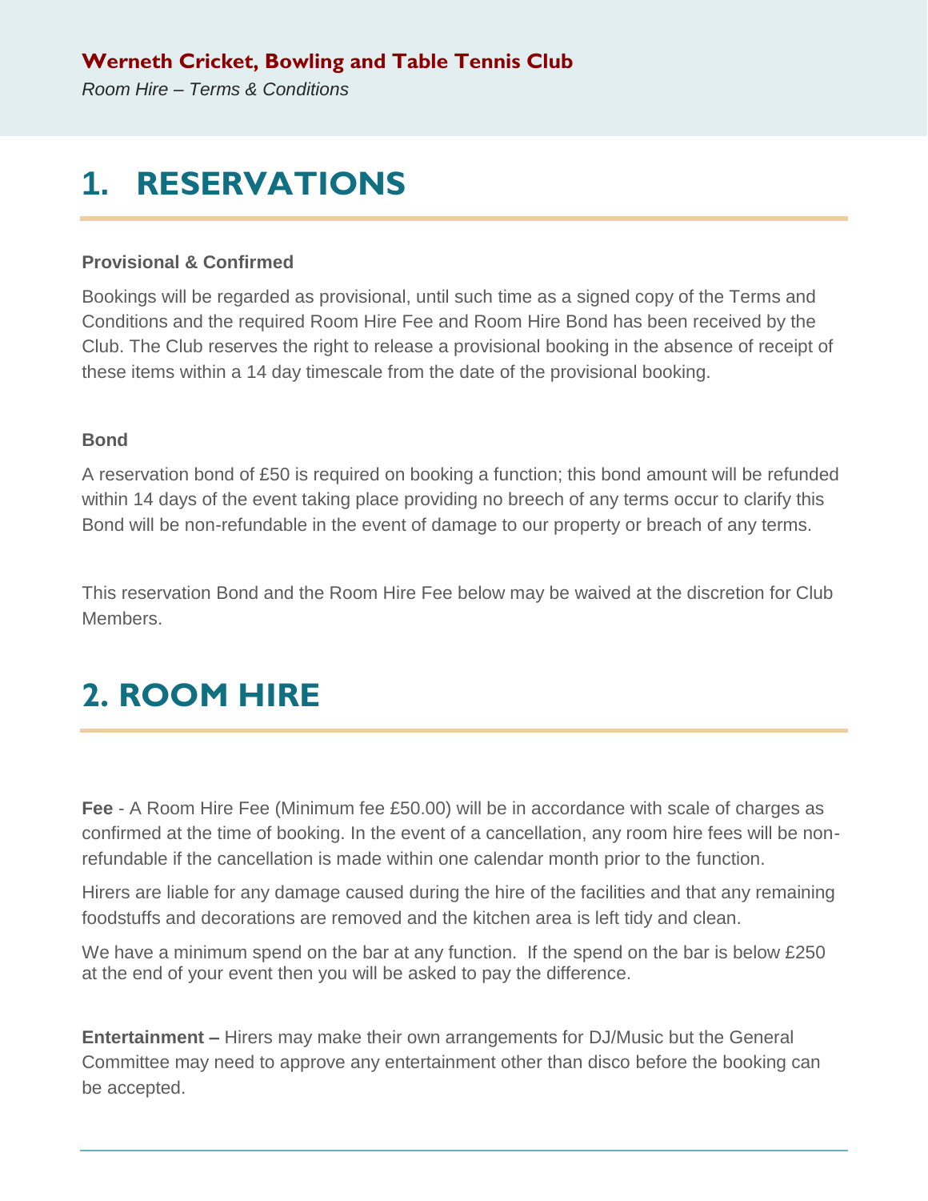**Werneth Cricket, Bowling and Table Tennis Club**

*Room Hire – Terms & Conditions*

# 1. RESERVATIONS

**Provisional & Confirmed**

Bookings will be regarded as provisional, until such time as a signed copy of the Terms and Conditions and the required Room Hire Fee and Room Hire Bond has been received by the Club. The Club reserves the right to release a provisional booking in the absence of receipt of these items within a 14 day timescale from the date of the provisional booking.

**Bond**

A reservation bond of £50 is required on booking a function; this bond amount will be refunded within 14 days of the event taking place providing no breech of any terms occur to clarify this Bond will be non-refundable in the event of damage to our property or breach of any terms.

This reservation Bond and the Room Hire Fee below may be waived at the discretion for Club Members.

# 2. ROOM HIRE

**Fee** - A Room Hire Fee (Minimum fee £50.00) will be in accordance with scale of charges as confirmed at the time of booking. In the event of a cancellation, any room hire fees will be non-refundable if the cancellation is made within one calendar month prior to the function.

Hirers are liable for any damage caused during the hire of the facilities and that any remaining foodstuffs and decorations are removed and the kitchen area is left tidy and clean.

We have a minimum spend on the bar at any function. If the spend on the bar is below £250 at the end of your event then you will be asked to pay the difference.

**Entertainment –** Hirers may make their own arrangements for DJ/Music but the General Committee may need to approve any entertainment other than disco before the booking can be accepted.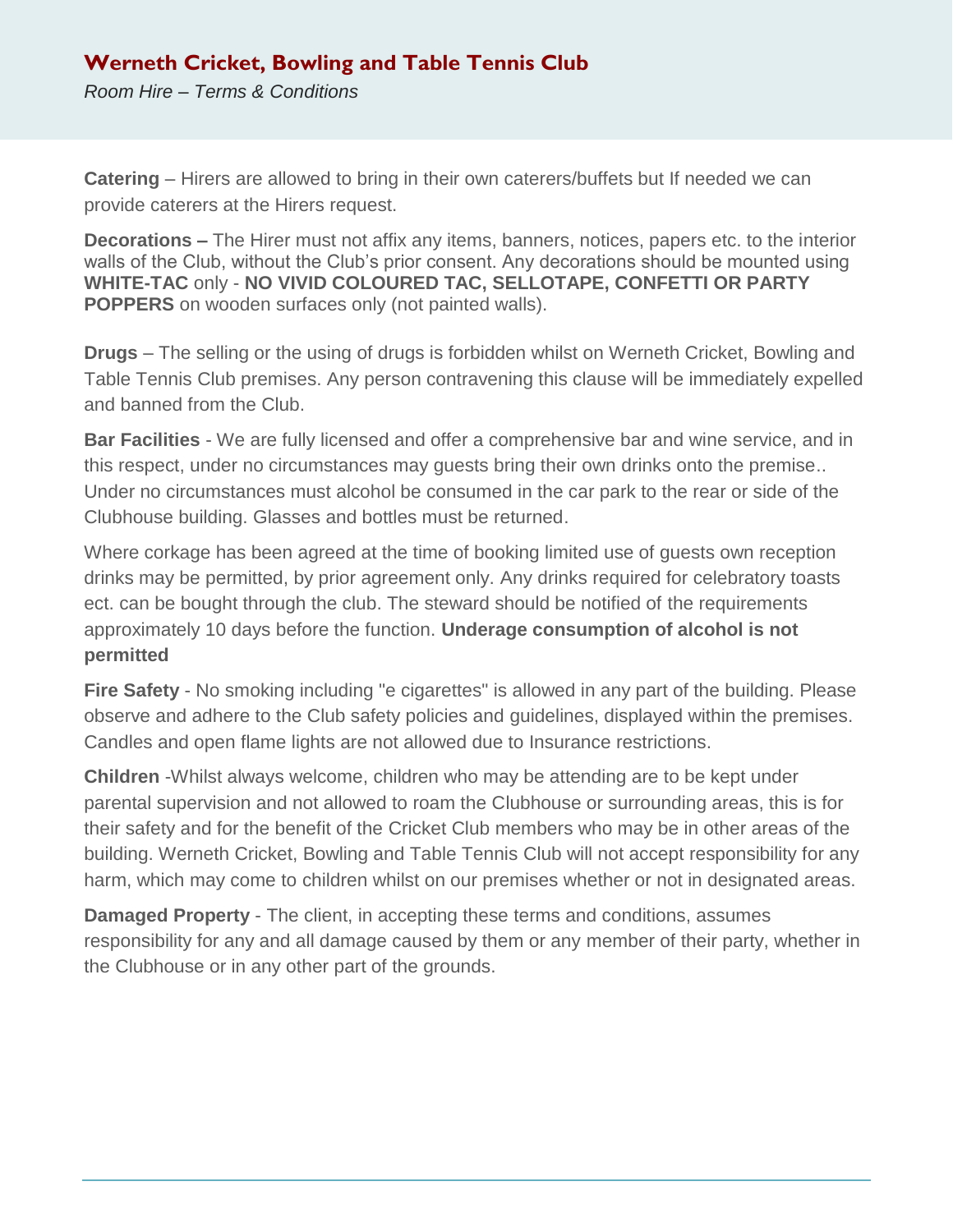**Werneth Cricket, Bowling and Table Tennis Club**

*Room Hire – Terms & Conditions*

**Catering** – Hirers are allowed to bring in their own caterers/buffets but If needed we can provide caterers at the Hirers request.

**Decorations –** The Hirer must not affix any items, banners, notices, papers etc. to the interior walls of the Club, without the Club's prior consent. Any decorations should be mounted using **WHITE-TAC** only - **NO VIVID COLOURED TAC, SELLOTAPE, CONFETTI OR PARTY POPPERS** on wooden surfaces only (not painted walls).

**Drugs** – The selling or the using of drugs is forbidden whilst on Werneth Cricket, Bowling and Table Tennis Club premises. Any person contravening this clause will be immediately expelled and banned from the Club.

**Bar Facilities** - We are fully licensed and offer a comprehensive bar and wine service, and in this respect, under no circumstances may guests bring their own drinks onto the premise.. Under no circumstances must alcohol be consumed in the car park to the rear or side of the Clubhouse building. Glasses and bottles must be returned.

Where corkage has been agreed at the time of booking limited use of guests own reception drinks may be permitted, by prior agreement only. Any drinks required for celebratory toasts ect. can be bought through the club. The steward should be notified of the requirements approximately 10 days before the function. **Underage consumption of alcohol is not permitted**

**Fire Safety** - No smoking including "e cigarettes" is allowed in any part of the building. Please observe and adhere to the Club safety policies and guidelines, displayed within the premises. Candles and open flame lights are not allowed due to Insurance restrictions.

**Children** -Whilst always welcome, children who may be attending are to be kept under parental supervision and not allowed to roam the Clubhouse or surrounding areas, this is for their safety and for the benefit of the Cricket Club members who may be in other areas of the building. Werneth Cricket, Bowling and Table Tennis Club will not accept responsibility for any harm, which may come to children whilst on our premises whether or not in designated areas.

**Damaged Property** - The client, in accepting these terms and conditions, assumes responsibility for any and all damage caused by them or any member of their party, whether in the Clubhouse or in any other part of the grounds.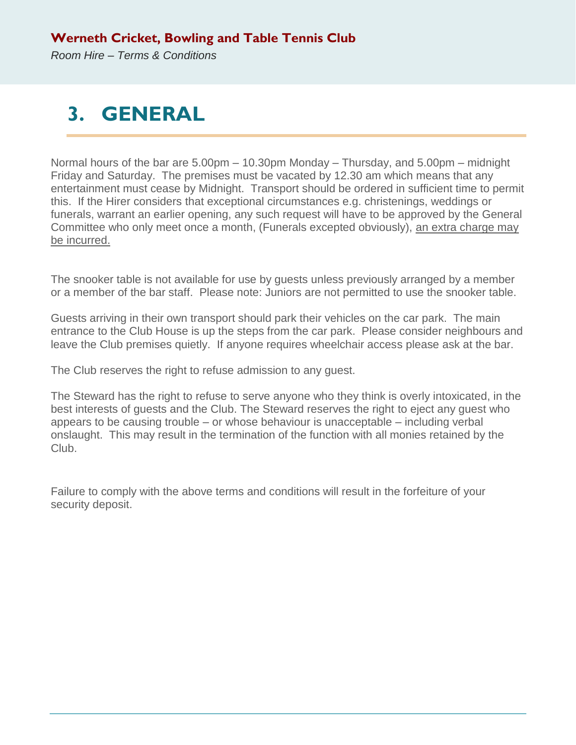# 3. GENERAL

Normal hours of the bar are 5.00pm – 10.30pm Monday – Thursday, and 5.00pm – midnight Friday and Saturday. The premises must be vacated by 12.30 am which means that any entertainment must cease by Midnight. Transport should be ordered in sufficient time to permit this. If the Hirer considers that exceptional circumstances e.g. christenings, weddings or funerals, warrant an earlier opening, any such request will have to be approved by the General Committee who only meet once a month, (Funerals excepted obviously), an extra charge may be incurred.

The snooker table is not available for use by guests unless previously arranged by a member or a member of the bar staff. Please note: Juniors are not permitted to use the snooker table.

Guests arriving in their own transport should park their vehicles on the car park. The main entrance to the Club House is up the steps from the car park. Please consider neighbours and leave the Club premises quietly. If anyone requires wheelchair access please ask at the bar.

The Club reserves the right to refuse admission to any guest.

The Steward has the right to refuse to serve anyone who they think is overly intoxicated, in the best interests of guests and the Club. The Steward reserves the right to eject any guest who appears to be causing trouble – or whose behaviour is unacceptable – including verbal onslaught. This may result in the termination of the function with all monies retained by the Club.

Failure to comply with the above terms and conditions will result in the forfeiture of your security deposit.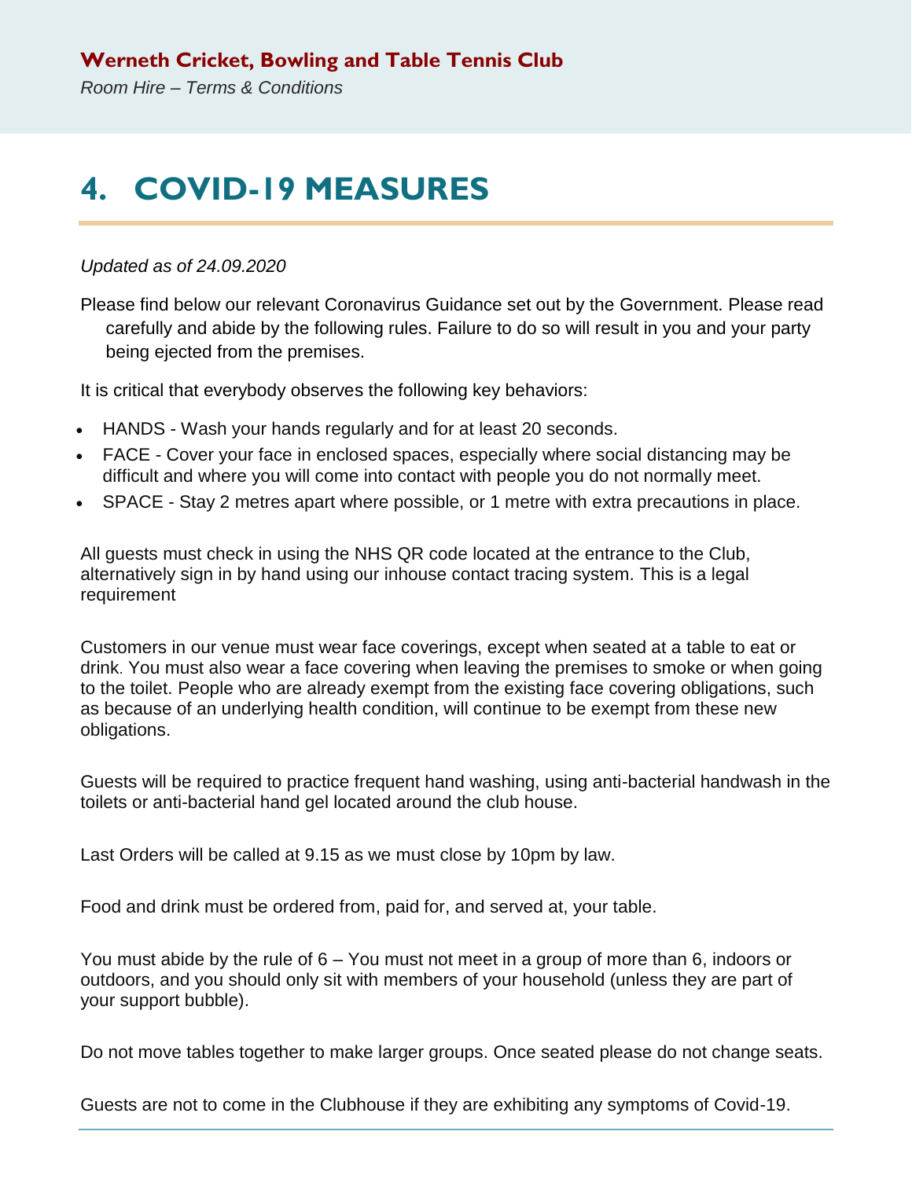# 4. COVID-19 MEASURES

*Updated as of 24.09.2020*

Please find below our relevant Coronavirus Guidance set out by the Government. Please read carefully and abide by the following rules. Failure to do so will result in you and your party being ejected from the premises.

It is critical that everybody observes the following key behaviors:

- HANDS - Wash your hands regularly and for at least 20 seconds.
- FACE - Cover your face in enclosed spaces, especially where social distancing may be difficult and where you will come into contact with people you do not normally meet.
- SPACE - Stay 2 metres apart where possible, or 1 metre with extra precautions in place.

All guests must check in using the NHS QR code located at the entrance to the Club, alternatively sign in by hand using our inhouse contact tracing system. This is a legal requirement

Customers in our venue must wear face coverings, except when seated at a table to eat or drink. You must also wear a face covering when leaving the premises to smoke or when going to the toilet. People who are already exempt from the existing face covering obligations, such as because of an underlying health condition, will continue to be exempt from these new obligations.

Guests will be required to practice frequent hand washing, using anti-bacterial handwash in the toilets or anti-bacterial hand gel located around the club house.

Last Orders will be called at 9.15 as we must close by 10pm by law.

Food and drink must be ordered from, paid for, and served at, your table.

You must abide by the rule of 6 – You must not meet in a group of more than 6, indoors or outdoors, and you should only sit with members of your household (unless they are part of your support bubble).

Do not move tables together to make larger groups. Once seated please do not change seats.

Guests are not to come in the Clubhouse if they are exhibiting any symptoms of Covid-19.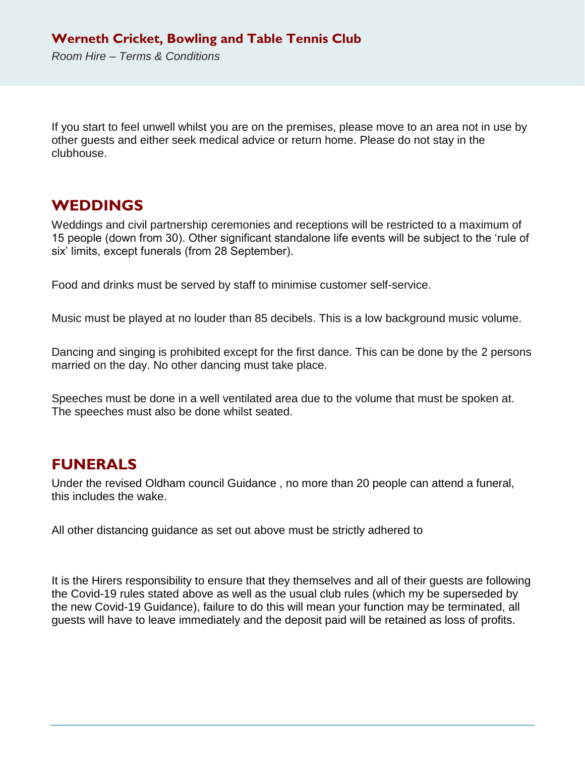If you start to feel unwell whilst you are on the premises, please move to an area not in use by other guests and either seek medical advice or return home. Please do not stay in the clubhouse.

## WEDDINGS

Weddings and civil partnership ceremonies and receptions will be restricted to a maximum of 15 people (down from 30). Other significant standalone life events will be subject to the ‘rule of six’ limits, except funerals (from 28 September).

Food and drinks must be served by staff to minimise customer self-service.

Music must be played at no louder than 85 decibels. This is a low background music volume.

Dancing and singing is prohibited except for the first dance. This can be done by the 2 persons married on the day. No other dancing must take place.

Speeches must be done in a well ventilated area due to the volume that must be spoken at. The speeches must also be done whilst seated.

## FUNERALS

Under the revised Oldham council Guidance , no more than 20 people can attend a funeral, this includes the wake.

All other distancing guidance as set out above must be strictly adhered to

It is the Hirers responsibility to ensure that they themselves and all of their guests are following the Covid-19 rules stated above as well as the usual club rules (which my be superseded by the new Covid-19 Guidance), failure to do this will mean your function may be terminated, all guests will have to leave immediately and the deposit paid will be retained as loss of profits.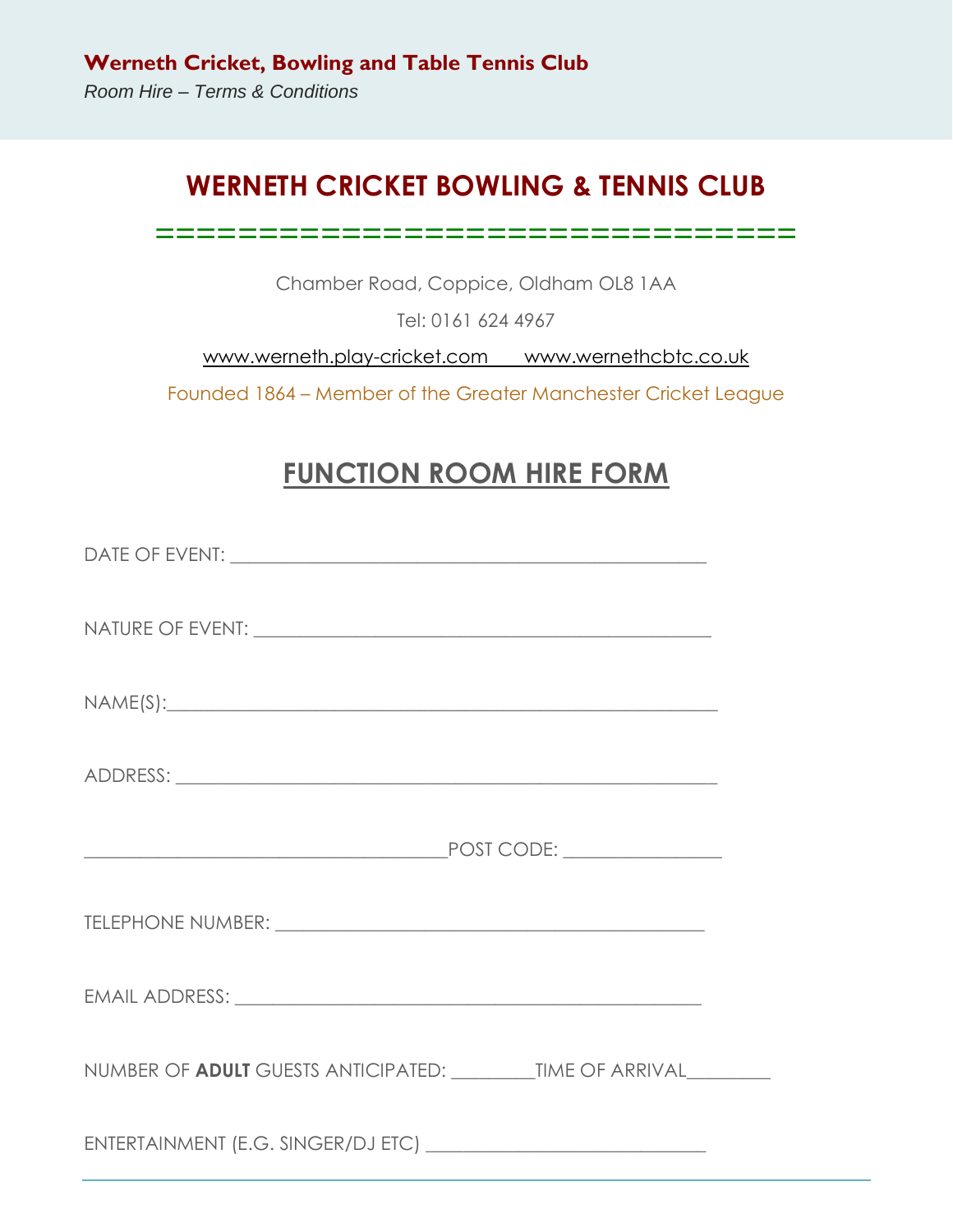# WERNETH CRICKET BOWLING & TENNIS CLUB

================================

Chamber Road, Coppice, Oldham OL8 1AA

Tel: 0161 624 4967

www.werneth.play-cricket.com     www.wernethcbtc.co.uk

Founded 1864 – Member of the Greater Manchester Cricket League

## FUNCTION ROOM HIRE FORM

DATE OF EVENT: ____________________________________________

NATURE OF EVENT: __________________________________________

NAME(S):__________________________________________________

ADDRESS: _________________________________________________

_________________________________POST CODE: ____________

TELEPHONE NUMBER: ________________________________________

EMAIL ADDRESS: ____________________________________________

NUMBER OF **ADULT** GUESTS ANTICIPATED: ________TIME OF ARRIVAL________

ENTERTAINMENT (E.G. SINGER/DJ ETC) ___________________________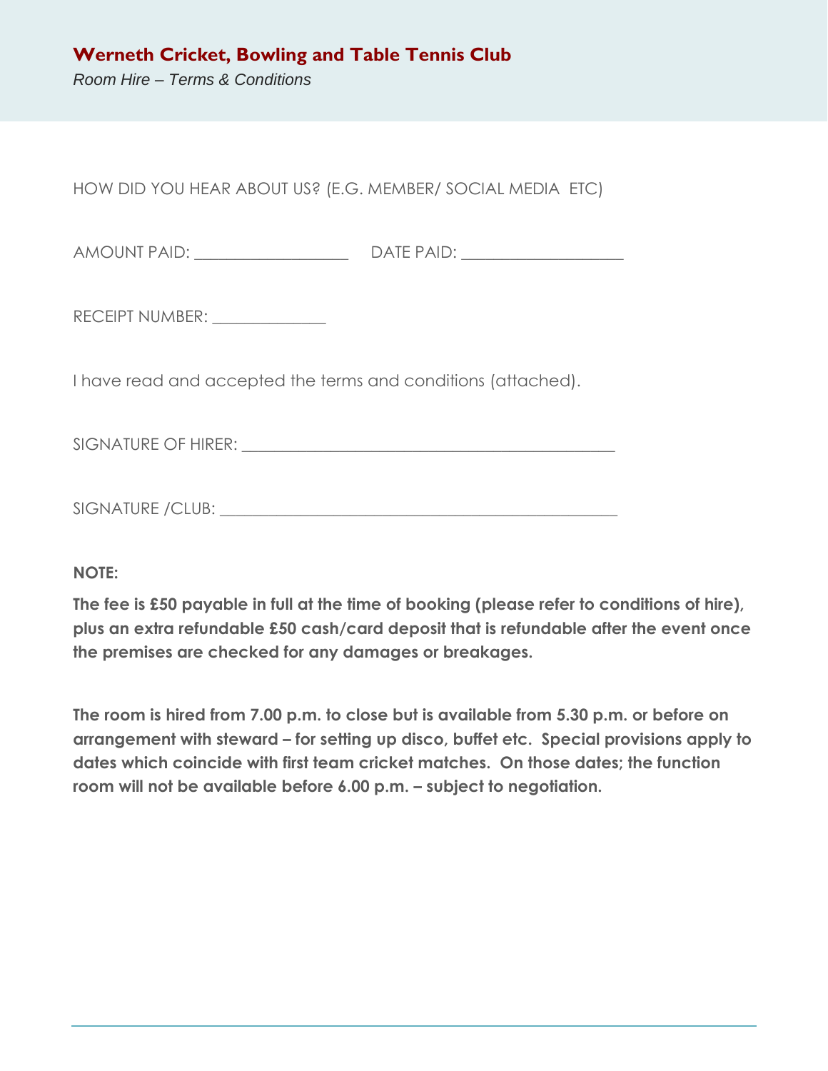HOW DID YOU HEAR ABOUT US? (E.G. MEMBER/ SOCIAL MEDIA ETC)

AMOUNT PAID: ___________________ DATE PAID: ____________________

RECEIPT NUMBER: ______________

I have read and accepted the terms and conditions (attached).

SIGNATURE OF HIRER: ______________________________________________

SIGNATURE /CLUB: _________________________________________________

**NOTE:**

**The fee is £50 payable in full at the time of booking (please refer to conditions of hire), plus an extra refundable £50 cash/card deposit that is refundable after the event once the premises are checked for any damages or breakages.**

**The room is hired from 7.00 p.m. to close but is available from 5.30 p.m. or before on arrangement with steward – for setting up disco, buffet etc. Special provisions apply to dates which coincide with first team cricket matches. On those dates; the function room will not be available before 6.00 p.m. – subject to negotiation.**